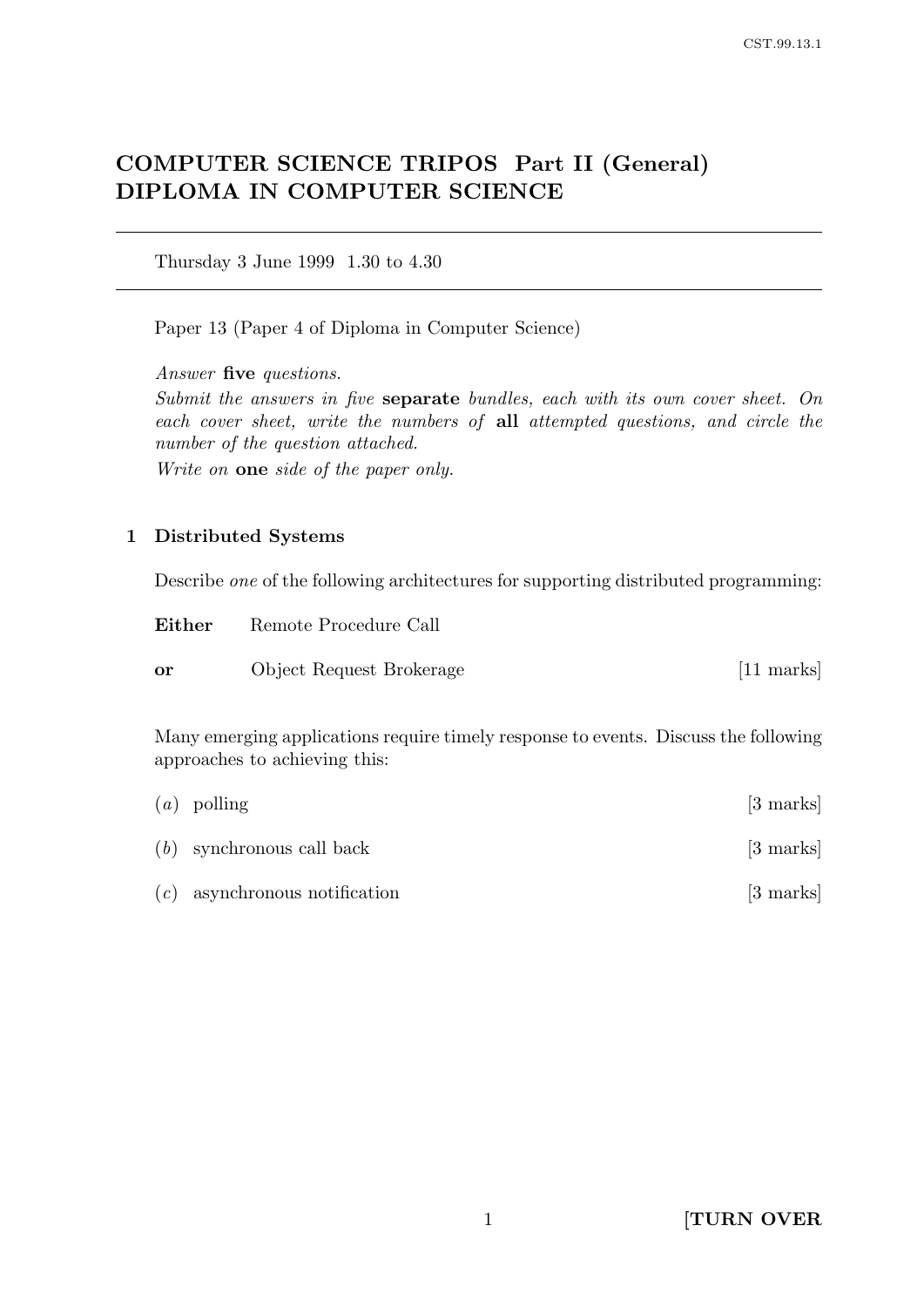# COMPUTER SCIENCE TRIPOS Part II (General)
# DIPLOMA IN COMPUTER SCIENCE

Thursday 3 June 1999 1.30 to 4.30

Paper 13 (Paper 4 of Diploma in Computer Science)

*Answer* **five** *questions.*

*Submit the answers in five* **separate** *bundles, each with its own cover sheet. On each cover sheet, write the numbers of* **all** *attempted questions, and circle the number of the question attached.*

*Write on* **one** *side of the paper only.*

## 1 Distributed Systems

Describe *one* of the following architectures for supporting distributed programming:

**Either** Remote Procedure Call

**or** Object Request Brokerage [11 marks]

Many emerging applications require timely response to events. Discuss the following approaches to achieving this:

(*a*) polling [3 marks]

(*b*) synchronous call back [3 marks]

(*c*) asynchronous notification [3 marks]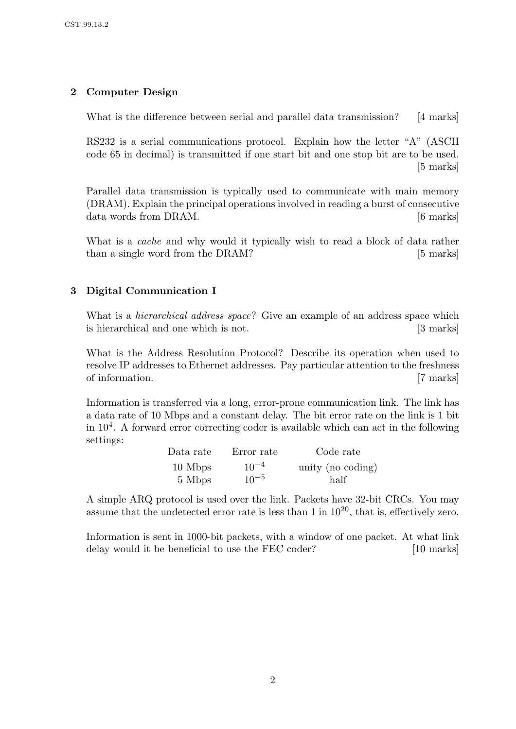## 2 Computer Design

What is the difference between serial and parallel data transmission? [4 marks]

RS232 is a serial communications protocol. Explain how the letter "A" (ASCII code 65 in decimal) is transmitted if one start bit and one stop bit are to be used. [5 marks]

Parallel data transmission is typically used to communicate with main memory (DRAM). Explain the principal operations involved in reading a burst of consecutive data words from DRAM. [6 marks]

What is a *cache* and why would it typically wish to read a block of data rather than a single word from the DRAM? [5 marks]

## 3 Digital Communication I

What is a *hierarchical address space*? Give an example of an address space which is hierarchical and one which is not. [3 marks]

What is the Address Resolution Protocol? Describe its operation when used to resolve IP addresses to Ethernet addresses. Pay particular attention to the freshness of information. [7 marks]

Information is transferred via a long, error-prone communication link. The link has a data rate of 10 Mbps and a constant delay. The bit error rate on the link is 1 bit in $10^4$. A forward error correcting coder is available which can act in the following settings:

| Data rate | Error rate | Code rate |
|---|---|---|
| 10 Mbps | $10^{-4}$ | unity (no coding) |
| 5 Mbps | $10^{-5}$ | half |

A simple ARQ protocol is used over the link. Packets have 32-bit CRCs. You may assume that the undetected error rate is less than 1 in $10^{20}$, that is, effectively zero.

Information is sent in 1000-bit packets, with a window of one packet. At what link delay would it be beneficial to use the FEC coder? [10 marks]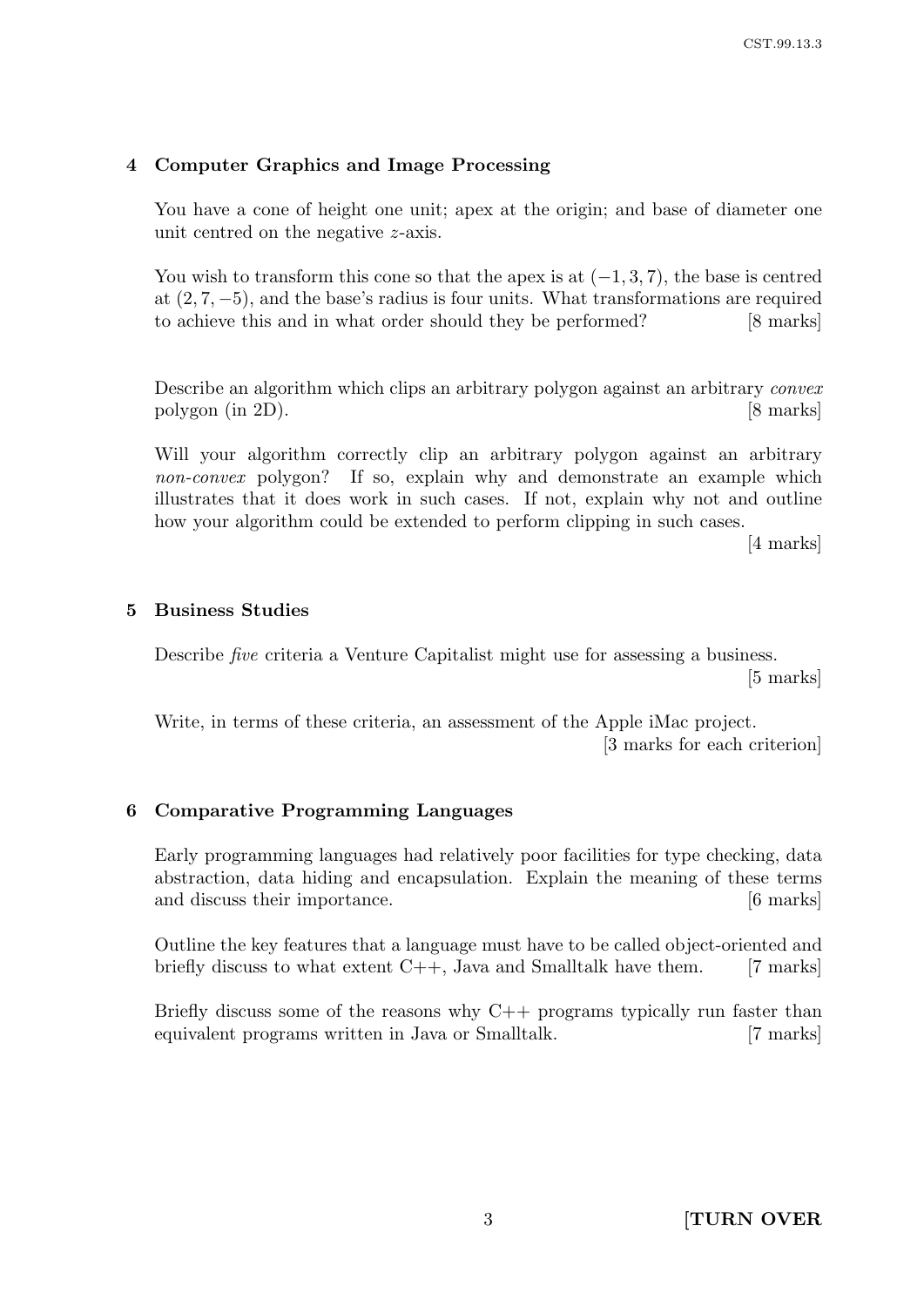## 4 Computer Graphics and Image Processing

You have a cone of height one unit; apex at the origin; and base of diameter one unit centred on the negative $z$-axis.

You wish to transform this cone so that the apex is at $(-1, 3, 7)$, the base is centred at $(2, 7, -5)$, and the base's radius is four units. What transformations are required to achieve this and in what order should they be performed? [8 marks]

Describe an algorithm which clips an arbitrary polygon against an arbitrary *convex* polygon (in 2D). [8 marks]

Will your algorithm correctly clip an arbitrary polygon against an arbitrary *non-convex* polygon? If so, explain why and demonstrate an example which illustrates that it does work in such cases. If not, explain why not and outline how your algorithm could be extended to perform clipping in such cases.

[4 marks]

## 5 Business Studies

Describe *five* criteria a Venture Capitalist might use for assessing a business.

[5 marks]

Write, in terms of these criteria, an assessment of the Apple iMac project.

[3 marks for each criterion]

## 6 Comparative Programming Languages

Early programming languages had relatively poor facilities for type checking, data abstraction, data hiding and encapsulation. Explain the meaning of these terms and discuss their importance. [6 marks]

Outline the key features that a language must have to be called object-oriented and briefly discuss to what extent C++, Java and Smalltalk have them. [7 marks]

Briefly discuss some of the reasons why C++ programs typically run faster than equivalent programs written in Java or Smalltalk. [7 marks]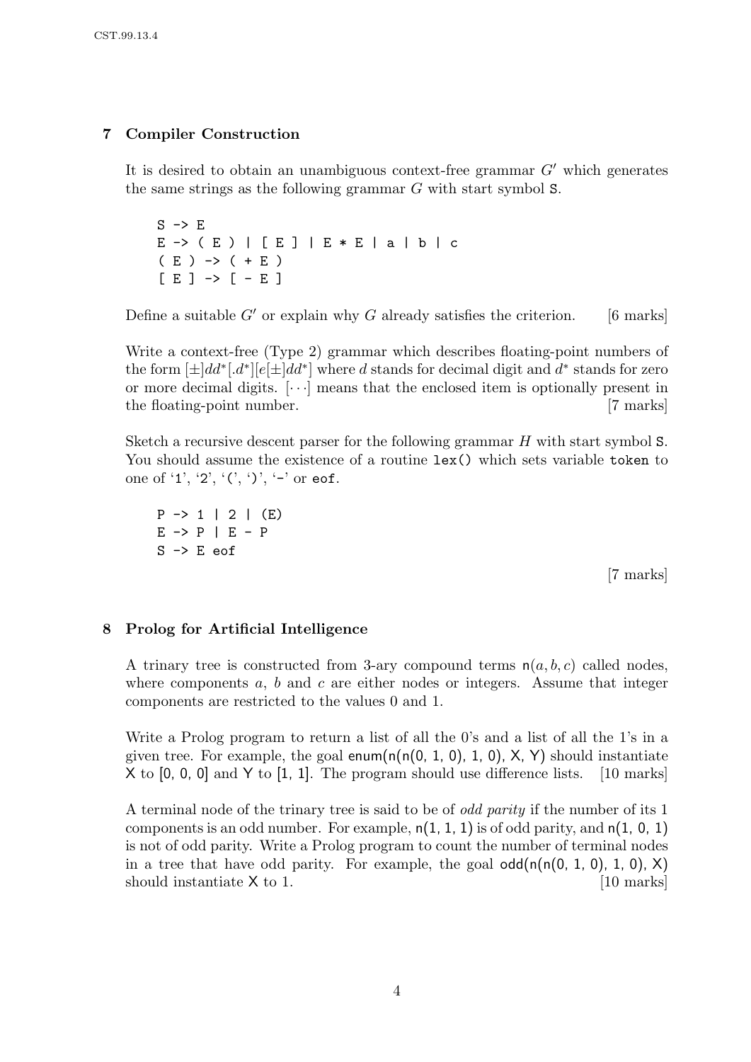## 7 Compiler Construction

It is desired to obtain an unambiguous context-free grammar $G'$ which generates the same strings as the following grammar $G$ with start symbol S.

```
S -> E
E -> ( E ) | [ E ] | E * E | a | b | c
( E ) -> ( + E )
[ E ] -> [ - E ]
```

Define a suitable $G'$ or explain why $G$ already satisfies the criterion. [6 marks]

Write a context-free (Type 2) grammar which describes floating-point numbers of the form $[\pm]dd^*[.d^*][e[\pm]dd^*]$ where $d$ stands for decimal digit and $d^*$ stands for zero or more decimal digits. $[\cdots]$ means that the enclosed item is optionally present in the floating-point number. [7 marks]

Sketch a recursive descent parser for the following grammar $H$ with start symbol S. You should assume the existence of a routine `lex()` which sets variable `token` to one of '1', '2', '(', ')', '-' or `eof`.

```
P -> 1 | 2 | (E)
E -> P | E - P
S -> E eof
```

[7 marks]

## 8 Prolog for Artificial Intelligence

A trinary tree is constructed from 3-ary compound terms n($a, b, c$) called nodes, where components $a$, $b$ and $c$ are either nodes or integers. Assume that integer components are restricted to the values 0 and 1.

Write a Prolog program to return a list of all the 0's and a list of all the 1's in a given tree. For example, the goal enum(n(n(0, 1, 0), 1, 0), X, Y) should instantiate X to [0, 0, 0] and Y to [1, 1]. The program should use difference lists. [10 marks]

A terminal node of the trinary tree is said to be of *odd parity* if the number of its 1 components is an odd number. For example, n(1, 1, 1) is of odd parity, and n(1, 0, 1) is not of odd parity. Write a Prolog program to count the number of terminal nodes in a tree that have odd parity. For example, the goal odd(n(n(0, 1, 0), 1, 0), X) should instantiate X to 1. [10 marks]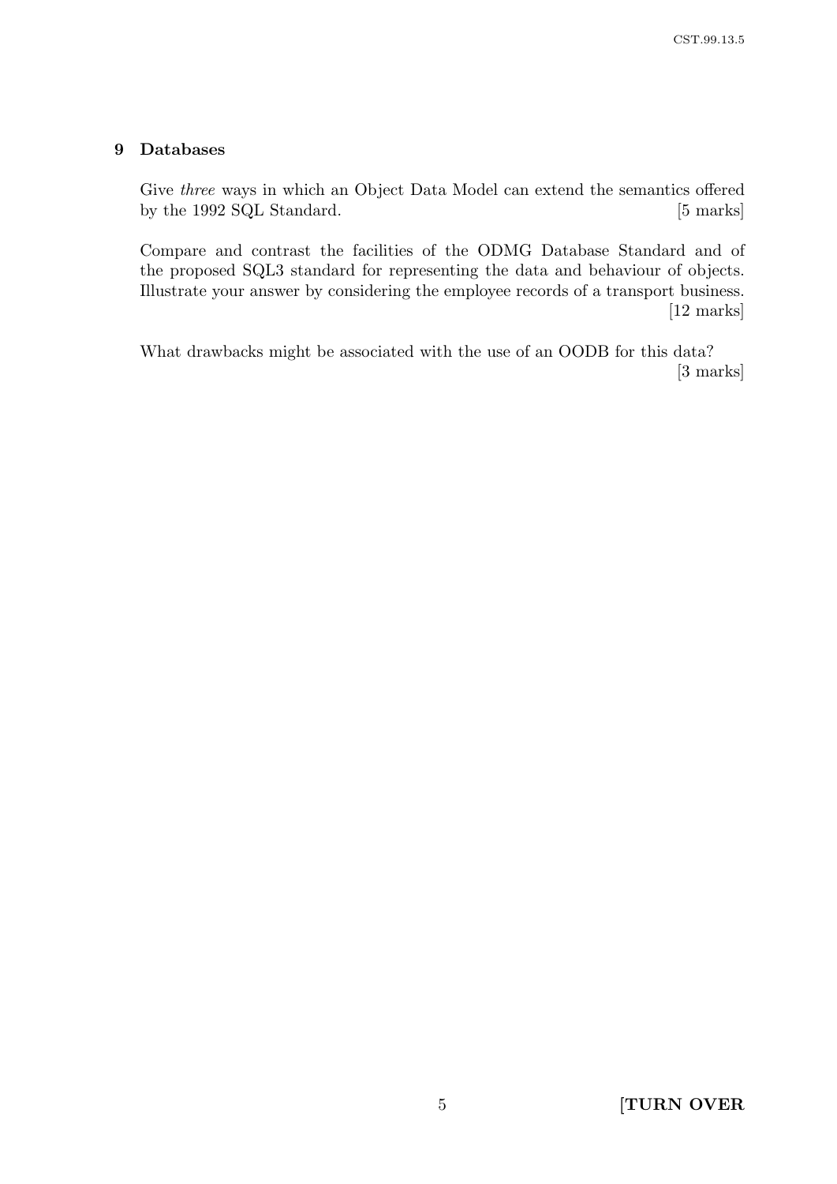## 9 Databases

Give *three* ways in which an Object Data Model can extend the semantics offered by the 1992 SQL Standard. [5 marks]

Compare and contrast the facilities of the ODMG Database Standard and of the proposed SQL3 standard for representing the data and behaviour of objects. Illustrate your answer by considering the employee records of a transport business. [12 marks]

What drawbacks might be associated with the use of an OODB for this data? [3 marks]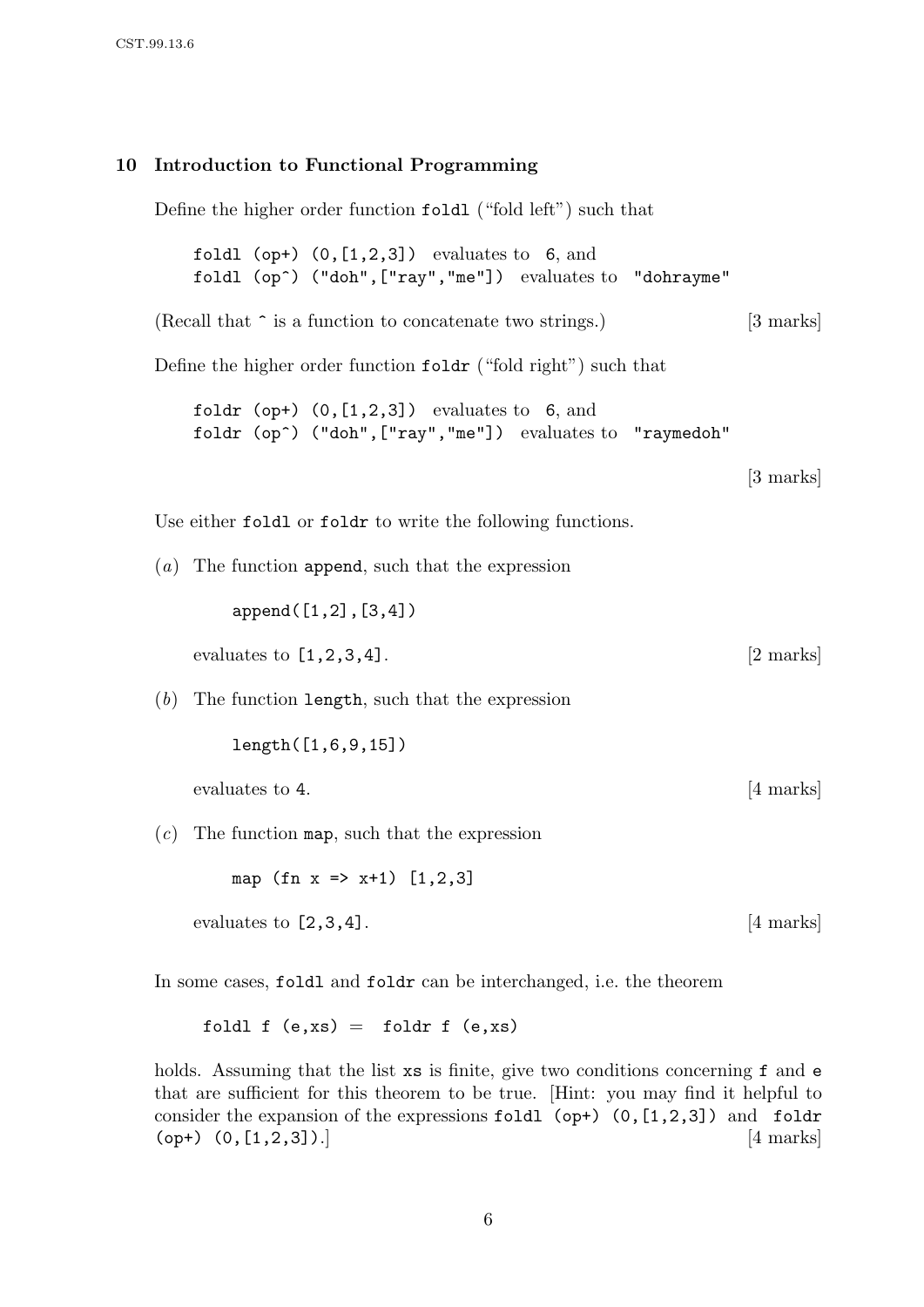## 10 Introduction to Functional Programming

Define the higher order function `foldl` ("fold left") such that

```
foldl (op+) (0,[1,2,3])  evaluates to  6, and
foldl (op^) ("doh",["ray","me"])  evaluates to  "dohrayme"
```

(Recall that `^` is a function to concatenate two strings.) [3 marks]

Define the higher order function `foldr` ("fold right") such that

```
foldr (op+) (0,[1,2,3])  evaluates to  6, and
foldr (op^) ("doh",["ray","me"])  evaluates to  "raymedoh"
```

[3 marks]

Use either `foldl` or `foldr` to write the following functions.

(*a*) The function `append`, such that the expression

```
append([1,2],[3,4])
```

evaluates to `[1,2,3,4]`. [2 marks]

(*b*) The function `length`, such that the expression

```
length([1,6,9,15])
```

evaluates to `4`. [4 marks]

(*c*) The function `map`, such that the expression

```
map (fn x => x+1) [1,2,3]
```

evaluates to `[2,3,4]`. [4 marks]

In some cases, `foldl` and `foldr` can be interchanged, i.e. the theorem

```
foldl f (e,xs) =  foldr f (e,xs)
```

holds. Assuming that the list `xs` is finite, give two conditions concerning `f` and `e` that are sufficient for this theorem to be true. [Hint: you may find it helpful to consider the expansion of the expressions `foldl (op+) (0,[1,2,3])` and `foldr (op+) (0,[1,2,3])`.] [4 marks]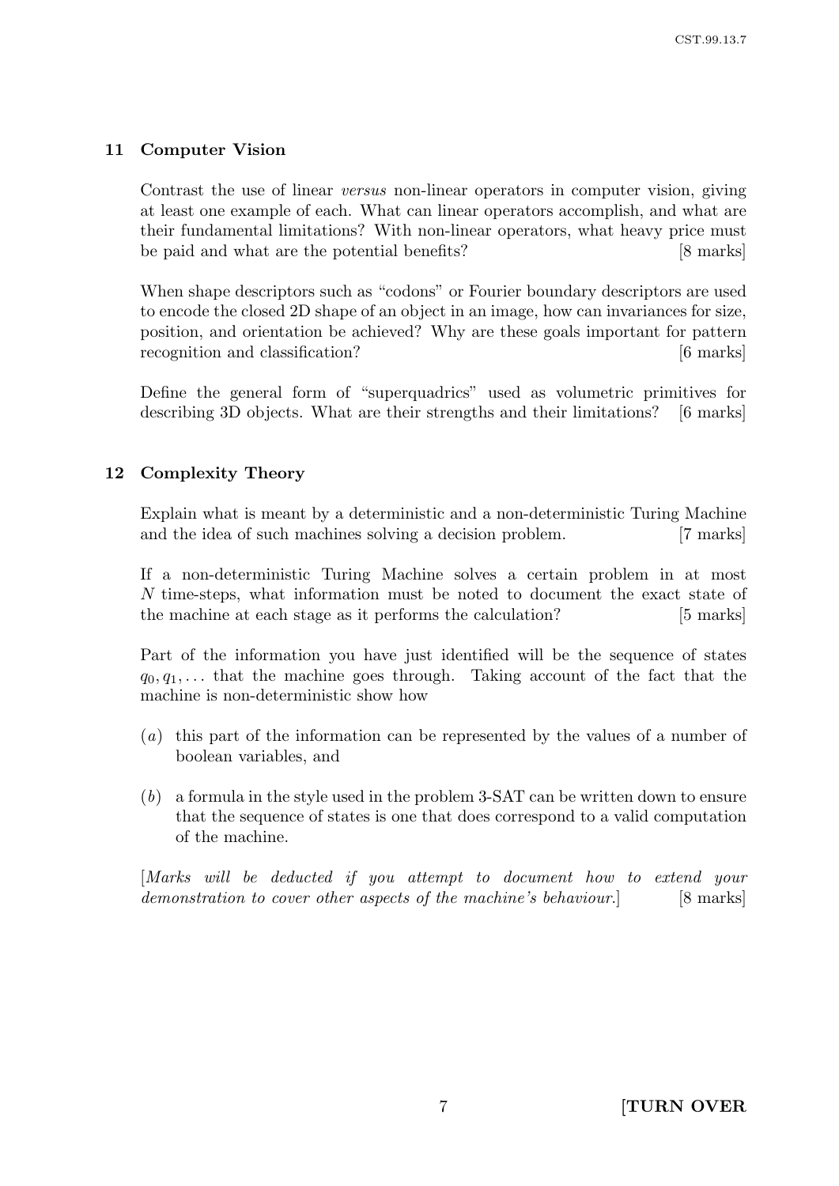## 11 Computer Vision

Contrast the use of linear *versus* non-linear operators in computer vision, giving at least one example of each. What can linear operators accomplish, and what are their fundamental limitations? With non-linear operators, what heavy price must be paid and what are the potential benefits? [8 marks]

When shape descriptors such as "codons" or Fourier boundary descriptors are used to encode the closed 2D shape of an object in an image, how can invariances for size, position, and orientation be achieved? Why are these goals important for pattern recognition and classification? [6 marks]

Define the general form of "superquadrics" used as volumetric primitives for describing 3D objects. What are their strengths and their limitations? [6 marks]

## 12 Complexity Theory

Explain what is meant by a deterministic and a non-deterministic Turing Machine and the idea of such machines solving a decision problem. [7 marks]

If a non-deterministic Turing Machine solves a certain problem in at most $N$ time-steps, what information must be noted to document the exact state of the machine at each stage as it performs the calculation? [5 marks]

Part of the information you have just identified will be the sequence of states $q_0, q_1, \ldots$ that the machine goes through. Taking account of the fact that the machine is non-deterministic show how

(*a*) this part of the information can be represented by the values of a number of boolean variables, and

(*b*) a formula in the style used in the problem 3-SAT can be written down to ensure that the sequence of states is one that does correspond to a valid computation of the machine.

[*Marks will be deducted if you attempt to document how to extend your demonstration to cover other aspects of the machine's behaviour.*] [8 marks]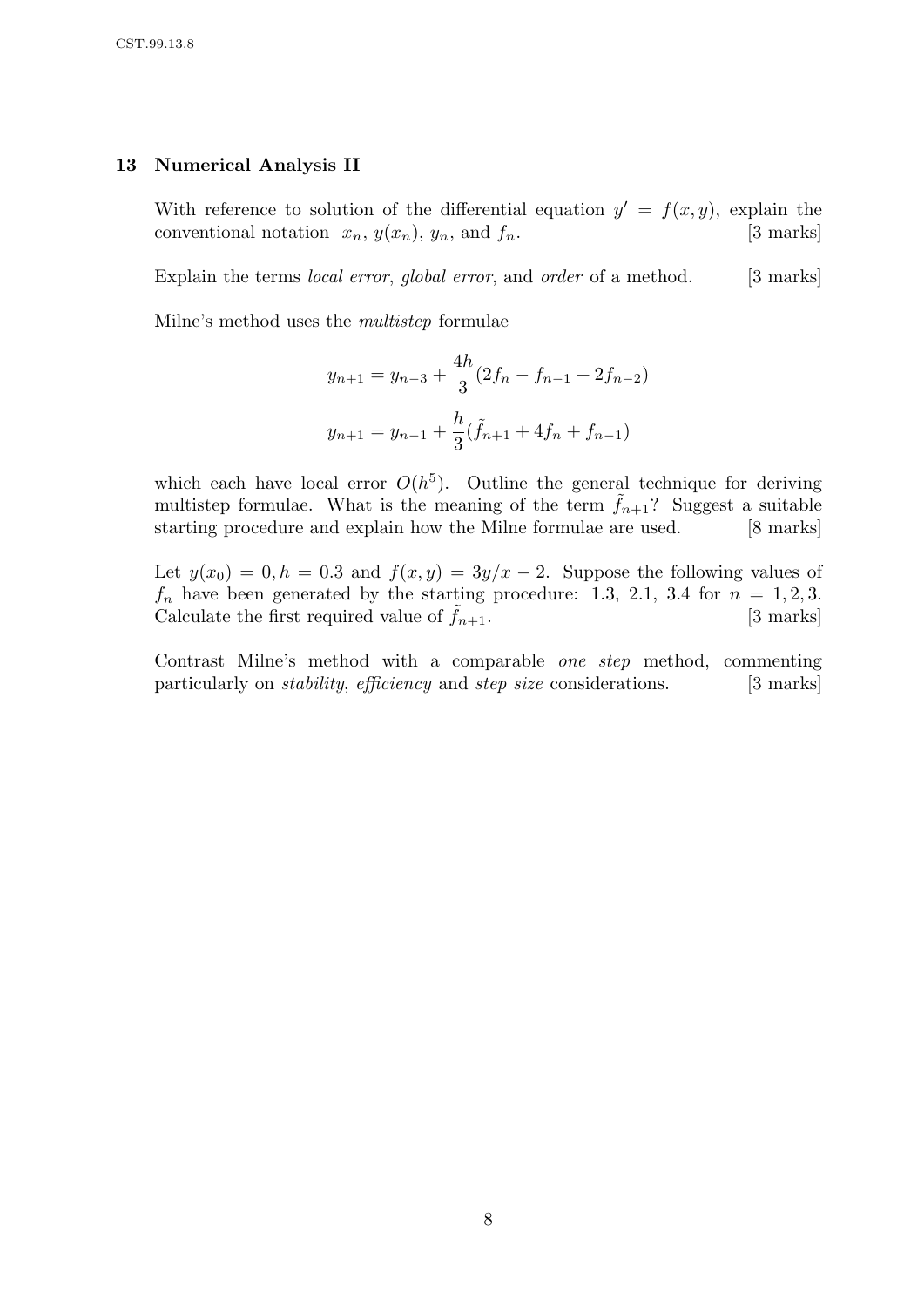## 13 Numerical Analysis II

With reference to solution of the differential equation $y' = f(x, y)$, explain the conventional notation $x_n$, $y(x_n)$, $y_n$, and $f_n$. [3 marks]

Explain the terms *local error*, *global error*, and *order* of a method. [3 marks]

Milne's method uses the *multistep* formulae

$$y_{n+1} = y_{n-3} + \frac{4h}{3}(2f_n - f_{n-1} + 2f_{n-2})$$

$$y_{n+1} = y_{n-1} + \frac{h}{3}(\tilde{f}_{n+1} + 4f_n + f_{n-1})$$

which each have local error $O(h^5)$. Outline the general technique for deriving multistep formulae. What is the meaning of the term $\tilde{f}_{n+1}$? Suggest a suitable starting procedure and explain how the Milne formulae are used. [8 marks]

Let $y(x_0) = 0, h = 0.3$ and $f(x, y) = 3y/x - 2$. Suppose the following values of $f_n$ have been generated by the starting procedure: 1.3, 2.1, 3.4 for $n = 1, 2, 3$. Calculate the first required value of $\tilde{f}_{n+1}$. [3 marks]

Contrast Milne's method with a comparable *one step* method, commenting particularly on *stability*, *efficiency* and *step size* considerations. [3 marks]